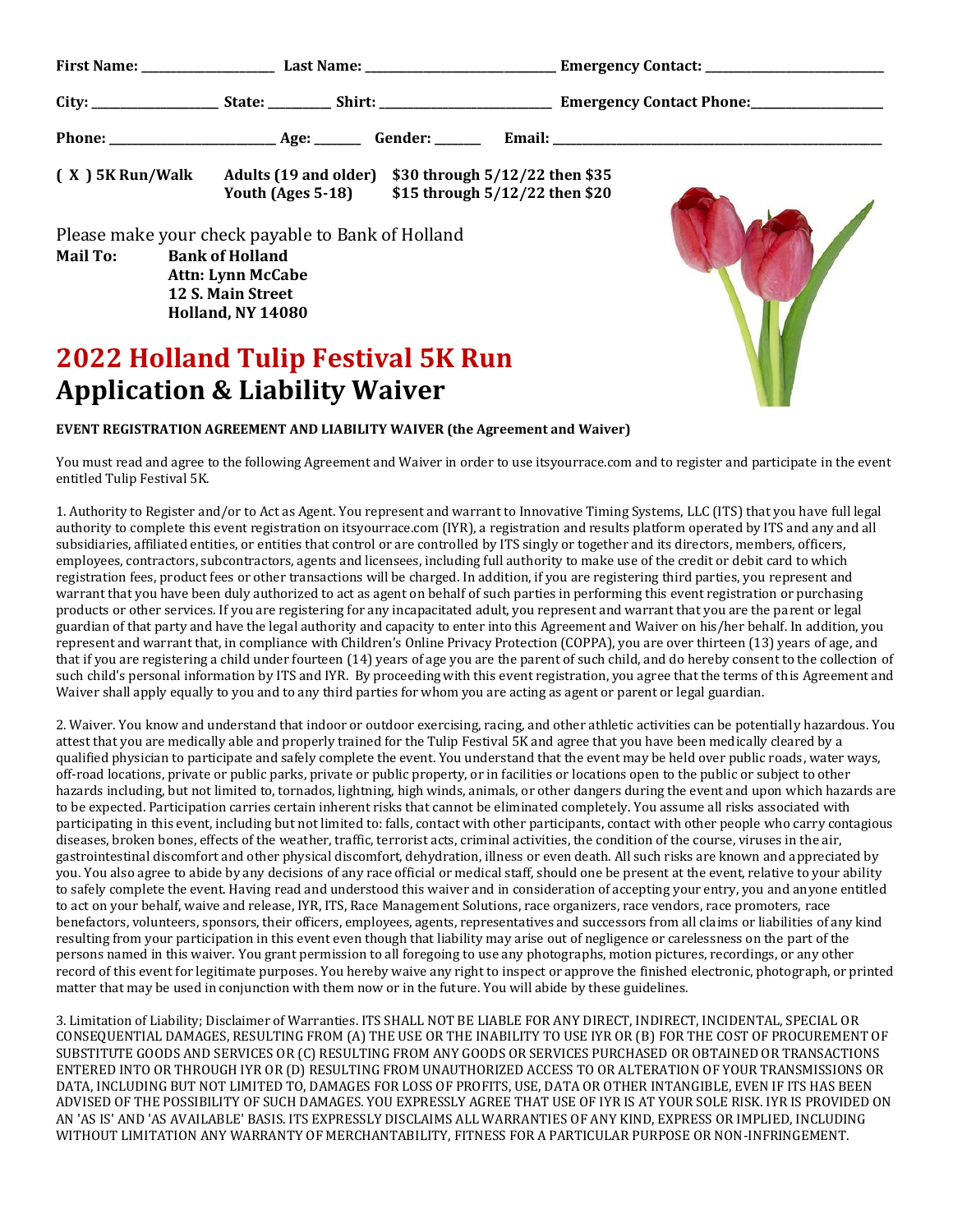**First Name:** ____________________ **Last Name:** ____________________________ **Emergency Contact:** __________________________

**City:** ___________________ **State:** _________ **Shirt:** _________________________ **Emergency Contact Phone:** ____________________

**Phone:** ________________________ **Age:** _______ **Gender:** _______ **Email:** _______________________________________________

| | | |
|---|---|---|
| **( X ) 5K Run/Walk** | **Adults (19 and older)** | **$30 through 5/12/22 then $35** |
| | **Youth (Ages 5-18)** | **$15 through 5/12/22 then $20** |

Please make your check payable to Bank of Holland

**Mail To:** **Bank of Holland**
**Attn: Lynn McCabe**
**12 S. Main Street**
**Holland, NY 14080**

# 2022 Holland Tulip Festival 5K Run
# Application & Liability Waiver

**EVENT REGISTRATION AGREEMENT AND LIABILITY WAIVER (the Agreement and Waiver)**

You must read and agree to the following Agreement and Waiver in order to use itsyourrace.com and to register and participate in the event entitled Tulip Festival 5K.

1. Authority to Register and/or to Act as Agent. You represent and warrant to Innovative Timing Systems, LLC (ITS) that you have full legal authority to complete this event registration on itsyourrace.com (IYR), a registration and results platform operated by ITS and any and all subsidiaries, affiliated entities, or entities that control or are controlled by ITS singly or together and its directors, members, officers, employees, contractors, subcontractors, agents and licensees, including full authority to make use of the credit or debit card to which registration fees, product fees or other transactions will be charged. In addition, if you are registering third parties, you represent and warrant that you have been duly authorized to act as agent on behalf of such parties in performing this event registration or purchasing products or other services. If you are registering for any incapacitated adult, you represent and warrant that you are the parent or legal guardian of that party and have the legal authority and capacity to enter into this Agreement and Waiver on his/her behalf. In addition, you represent and warrant that, in compliance with Children's Online Privacy Protection (COPPA), you are over thirteen (13) years of age, and that if you are registering a child under fourteen (14) years of age you are the parent of such child, and do hereby consent to the collection of such child's personal information by ITS and IYR. By proceeding with this event registration, you agree that the terms of this Agreement and Waiver shall apply equally to you and to any third parties for whom you are acting as agent or parent or legal guardian.

2. Waiver. You know and understand that indoor or outdoor exercising, racing, and other athletic activities can be potentially hazardous. You attest that you are medically able and properly trained for the Tulip Festival 5K and agree that you have been medically cleared by a qualified physician to participate and safely complete the event. You understand that the event may be held over public roads, water ways, off-road locations, private or public parks, private or public property, or in facilities or locations open to the public or subject to other hazards including, but not limited to, tornados, lightning, high winds, animals, or other dangers during the event and upon which hazards are to be expected. Participation carries certain inherent risks that cannot be eliminated completely. You assume all risks associated with participating in this event, including but not limited to: falls, contact with other participants, contact with other people who carry contagious diseases, broken bones, effects of the weather, traffic, terrorist acts, criminal activities, the condition of the course, viruses in the air, gastrointestinal discomfort and other physical discomfort, dehydration, illness or even death. All such risks are known and appreciated by you. You also agree to abide by any decisions of any race official or medical staff, should one be present at the event, relative to your ability to safely complete the event. Having read and understood this waiver and in consideration of accepting your entry, you and anyone entitled to act on your behalf, waive and release, IYR, ITS, Race Management Solutions, race organizers, race vendors, race promoters, race benefactors, volunteers, sponsors, their officers, employees, agents, representatives and successors from all claims or liabilities of any kind resulting from your participation in this event even though that liability may arise out of negligence or carelessness on the part of the persons named in this waiver. You grant permission to all foregoing to use any photographs, motion pictures, recordings, or any other record of this event for legitimate purposes. You hereby waive any right to inspect or approve the finished electronic, photograph, or printed matter that may be used in conjunction with them now or in the future. You will abide by these guidelines.

3. Limitation of Liability; Disclaimer of Warranties. ITS SHALL NOT BE LIABLE FOR ANY DIRECT, INDIRECT, INCIDENTAL, SPECIAL OR CONSEQUENTIAL DAMAGES, RESULTING FROM (A) THE USE OR THE INABILITY TO USE IYR OR (B) FOR THE COST OF PROCUREMENT OF SUBSTITUTE GOODS AND SERVICES OR (C) RESULTING FROM ANY GOODS OR SERVICES PURCHASED OR OBTAINED OR TRANSACTIONS ENTERED INTO OR THROUGH IYR OR (D) RESULTING FROM UNAUTHORIZED ACCESS TO OR ALTERATION OF YOUR TRANSMISSIONS OR DATA, INCLUDING BUT NOT LIMITED TO, DAMAGES FOR LOSS OF PROFITS, USE, DATA OR OTHER INTANGIBLE, EVEN IF ITS HAS BEEN ADVISED OF THE POSSIBILITY OF SUCH DAMAGES. YOU EXPRESSLY AGREE THAT USE OF IYR IS AT YOUR SOLE RISK. IYR IS PROVIDED ON AN 'AS IS' AND 'AS AVAILABLE' BASIS. ITS EXPRESSLY DISCLAIMS ALL WARRANTIES OF ANY KIND, EXPRESS OR IMPLIED, INCLUDING WITHOUT LIMITATION ANY WARRANTY OF MERCHANTABILITY, FITNESS FOR A PARTICULAR PURPOSE OR NON-INFRINGEMENT.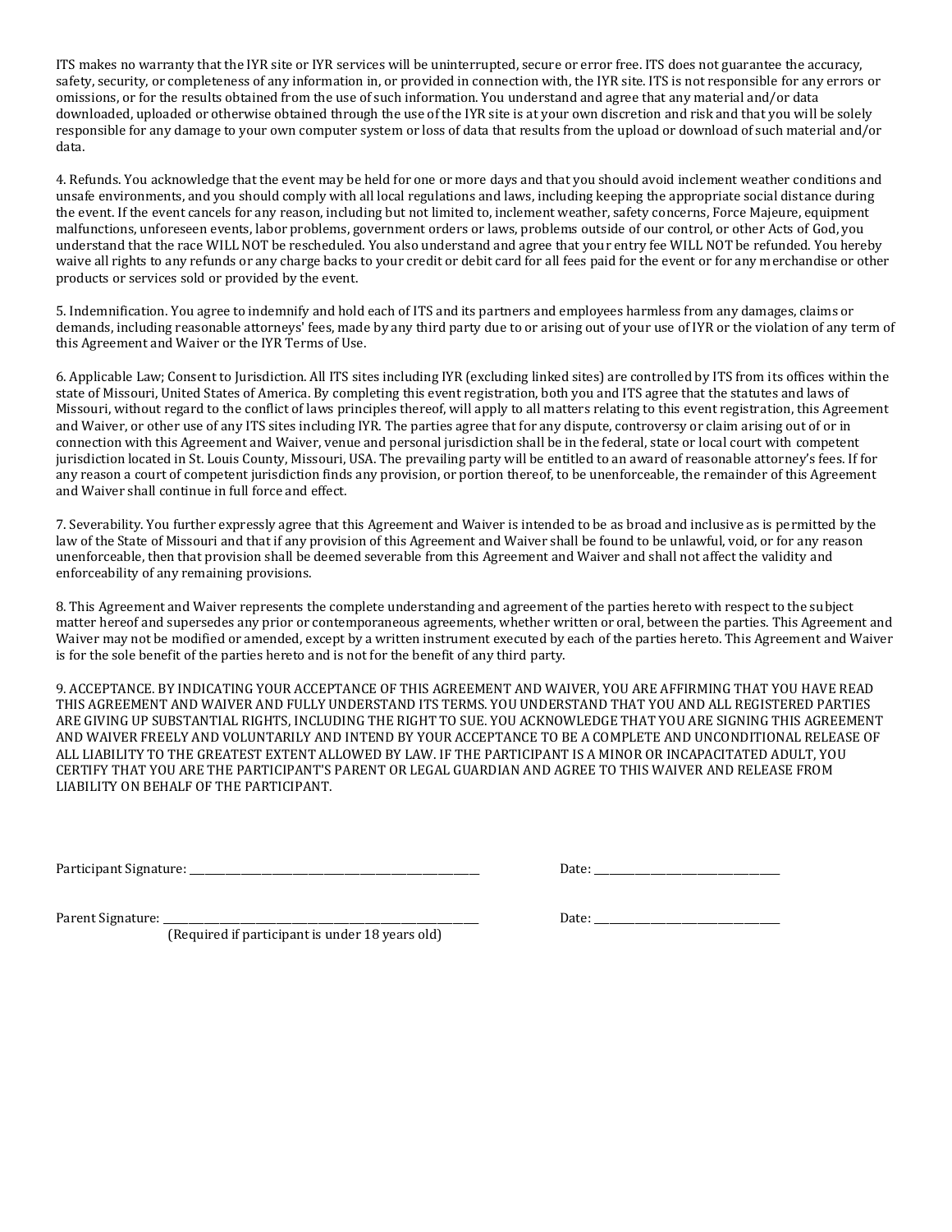ITS makes no warranty that the IYR site or IYR services will be uninterrupted, secure or error free. ITS does not guarantee the accuracy, safety, security, or completeness of any information in, or provided in connection with, the IYR site. ITS is not responsible for any errors or omissions, or for the results obtained from the use of such information. You understand and agree that any material and/or data downloaded, uploaded or otherwise obtained through the use of the IYR site is at your own discretion and risk and that you will be solely responsible for any damage to your own computer system or loss of data that results from the upload or download of such material and/or data.

4. Refunds. You acknowledge that the event may be held for one or more days and that you should avoid inclement weather conditions and unsafe environments, and you should comply with all local regulations and laws, including keeping the appropriate social distance during the event. If the event cancels for any reason, including but not limited to, inclement weather, safety concerns, Force Majeure, equipment malfunctions, unforeseen events, labor problems, government orders or laws, problems outside of our control, or other Acts of God, you understand that the race WILL NOT be rescheduled. You also understand and agree that your entry fee WILL NOT be refunded. You hereby waive all rights to any refunds or any charge backs to your credit or debit card for all fees paid for the event or for any merchandise or other products or services sold or provided by the event.

5. Indemnification. You agree to indemnify and hold each of ITS and its partners and employees harmless from any damages, claims or demands, including reasonable attorneys' fees, made by any third party due to or arising out of your use of IYR or the violation of any term of this Agreement and Waiver or the IYR Terms of Use.

6. Applicable Law; Consent to Jurisdiction. All ITS sites including IYR (excluding linked sites) are controlled by ITS from its offices within the state of Missouri, United States of America. By completing this event registration, both you and ITS agree that the statutes and laws of Missouri, without regard to the conflict of laws principles thereof, will apply to all matters relating to this event registration, this Agreement and Waiver, or other use of any ITS sites including IYR. The parties agree that for any dispute, controversy or claim arising out of or in connection with this Agreement and Waiver, venue and personal jurisdiction shall be in the federal, state or local court with competent jurisdiction located in St. Louis County, Missouri, USA. The prevailing party will be entitled to an award of reasonable attorney's fees. If for any reason a court of competent jurisdiction finds any provision, or portion thereof, to be unenforceable, the remainder of this Agreement and Waiver shall continue in full force and effect.

7. Severability. You further expressly agree that this Agreement and Waiver is intended to be as broad and inclusive as is permitted by the law of the State of Missouri and that if any provision of this Agreement and Waiver shall be found to be unlawful, void, or for any reason unenforceable, then that provision shall be deemed severable from this Agreement and Waiver and shall not affect the validity and enforceability of any remaining provisions.

8. This Agreement and Waiver represents the complete understanding and agreement of the parties hereto with respect to the subject matter hereof and supersedes any prior or contemporaneous agreements, whether written or oral, between the parties. This Agreement and Waiver may not be modified or amended, except by a written instrument executed by each of the parties hereto. This Agreement and Waiver is for the sole benefit of the parties hereto and is not for the benefit of any third party.

9. ACCEPTANCE. BY INDICATING YOUR ACCEPTANCE OF THIS AGREEMENT AND WAIVER, YOU ARE AFFIRMING THAT YOU HAVE READ THIS AGREEMENT AND WAIVER AND FULLY UNDERSTAND ITS TERMS. YOU UNDERSTAND THAT YOU AND ALL REGISTERED PARTIES ARE GIVING UP SUBSTANTIAL RIGHTS, INCLUDING THE RIGHT TO SUE. YOU ACKNOWLEDGE THAT YOU ARE SIGNING THIS AGREEMENT AND WAIVER FREELY AND VOLUNTARILY AND INTEND BY YOUR ACCEPTANCE TO BE A COMPLETE AND UNCONDITIONAL RELEASE OF ALL LIABILITY TO THE GREATEST EXTENT ALLOWED BY LAW. IF THE PARTICIPANT IS A MINOR OR INCAPACITATED ADULT, YOU CERTIFY THAT YOU ARE THE PARTICIPANT'S PARENT OR LEGAL GUARDIAN AND AGREE TO THIS WAIVER AND RELEASE FROM LIABILITY ON BEHALF OF THE PARTICIPANT.

Participant Signature: ______________________________ Date: __________________

Parent Signature: ______________________________ Date: __________________
(Required if participant is under 18 years old)